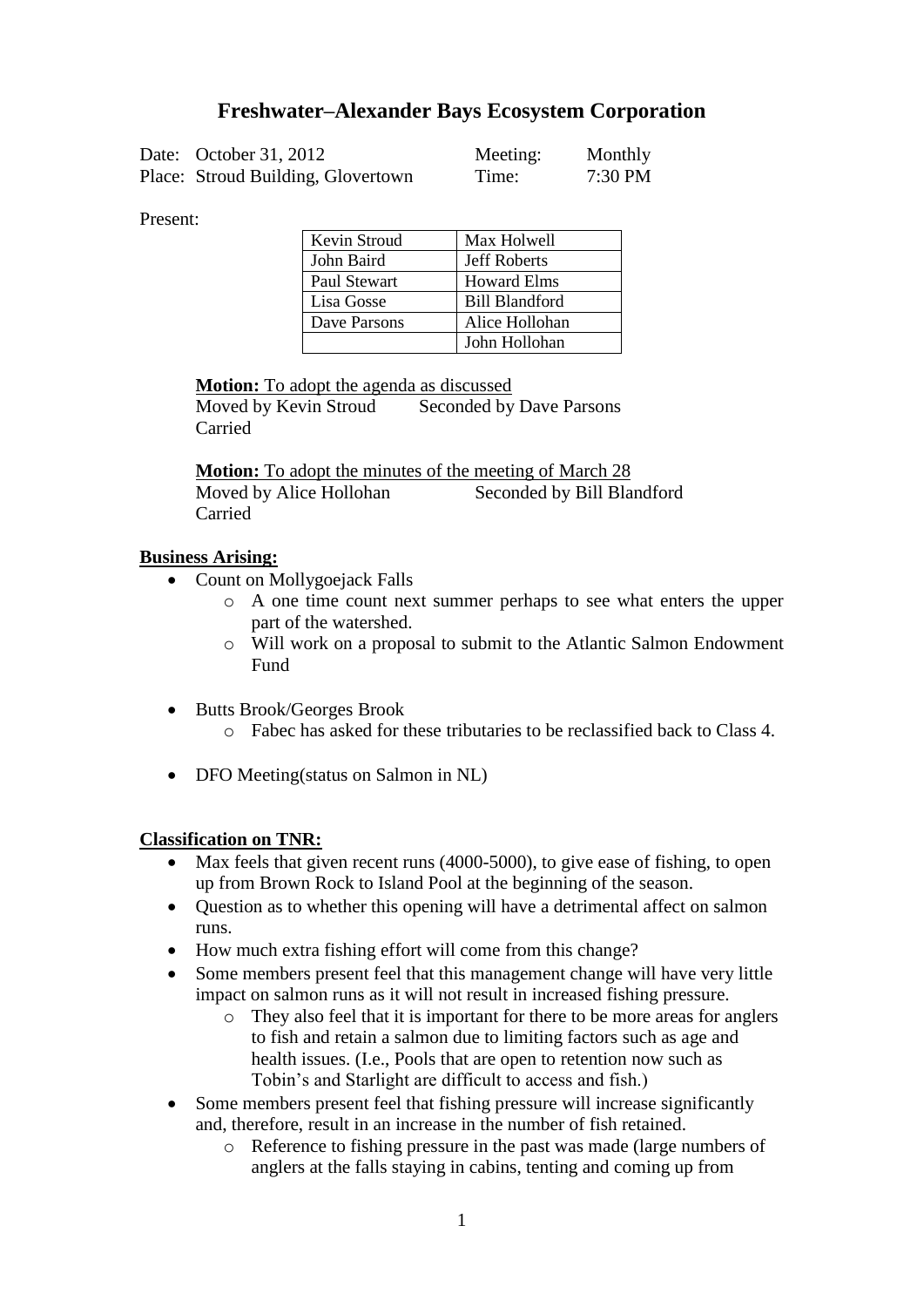# Freshwater–Alexander Bays Ecosystem Corporation

| Date: October 31, 2012 | Meeting: | Monthly |
|---|---|---|
| Place: Stroud Building, Glovertown | Time: | 7:30 PM |

Present:

| Kevin Stroud | Max Holwell |
|---|---|
| John Baird | Jeff Roberts |
| Paul Stewart | Howard Elms |
| Lisa Gosse | Bill Blandford |
| Dave Parsons | Alice Hollohan |
| | John Hollohan |

**Motion:** To adopt the agenda as discussed
Moved by Kevin Stroud Seconded by Dave Parsons
Carried

**Motion:** To adopt the minutes of the meeting of March 28
Moved by Alice Hollohan Seconded by Bill Blandford
Carried

**Business Arising:**

- Count on Mollygoejack Falls
  - A one time count next summer perhaps to see what enters the upper part of the watershed.
  - Will work on a proposal to submit to the Atlantic Salmon Endowment Fund
- Butts Brook/Georges Brook
  - Fabec has asked for these tributaries to be reclassified back to Class 4.
- DFO Meeting(status on Salmon in NL)

**Classification on TNR:**

- Max feels that given recent runs (4000-5000), to give ease of fishing, to open up from Brown Rock to Island Pool at the beginning of the season.
- Question as to whether this opening will have a detrimental affect on salmon runs.
- How much extra fishing effort will come from this change?
- Some members present feel that this management change will have very little impact on salmon runs as it will not result in increased fishing pressure.
  - They also feel that it is important for there to be more areas for anglers to fish and retain a salmon due to limiting factors such as age and health issues. (I.e., Pools that are open to retention now such as Tobin's and Starlight are difficult to access and fish.)
- Some members present feel that fishing pressure will increase significantly and, therefore, result in an increase in the number of fish retained.
  - Reference to fishing pressure in the past was made (large numbers of anglers at the falls staying in cabins, tenting and coming up from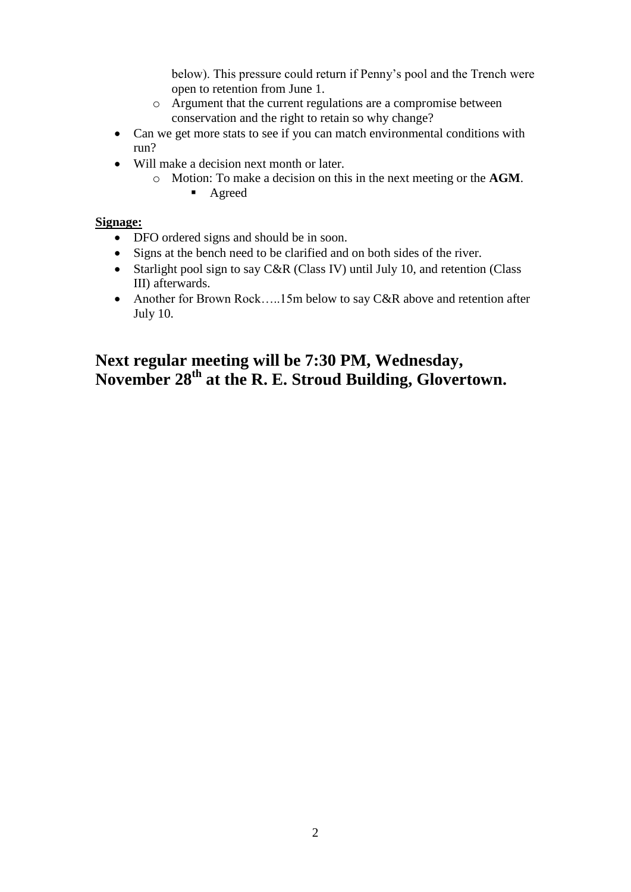below). This pressure could return if Penny's pool and the Trench were open to retention from June 1.
    - Argument that the current regulations are a compromise between conservation and the right to retain so why change?
- Can we get more stats to see if you can match environmental conditions with run?
- Will make a decision next month or later.
    - Motion: To make a decision on this in the next meeting or the **AGM**.
        - Agreed

**Signage:**

- DFO ordered signs and should be in soon.
- Signs at the bench need to be clarified and on both sides of the river.
- Starlight pool sign to say C&R (Class IV) until July 10, and retention (Class III) afterwards.
- Another for Brown Rock…..15m below to say C&R above and retention after July 10.

## Next regular meeting will be 7:30 PM, Wednesday, November 28th at the R. E. Stroud Building, Glovertown.